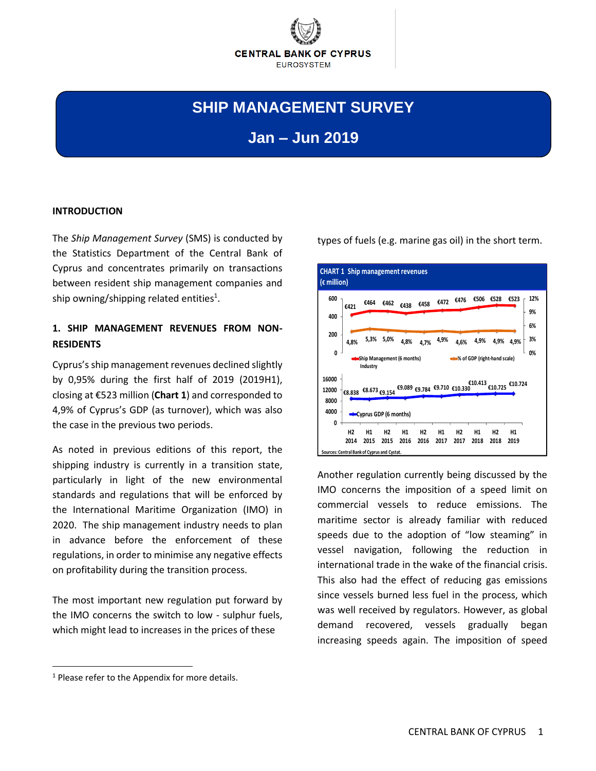CENTRAL BANK OF CYPRUS
EUROSYSTEM

# SHIP MANAGEMENT SURVEY

## Jan – Jun 2019

### INTRODUCTION

The *Ship Management Survey* (SMS) is conducted by the Statistics Department of the Central Bank of Cyprus and concentrates primarily on transactions between resident ship management companies and ship owning/shipping related entities[1].

### 1. SHIP MANAGEMENT REVENUES FROM NON-RESIDENTS

Cyprus's ship management revenues declined slightly by 0,95% during the first half of 2019 (2019H1), closing at €523 million (**Chart 1**) and corresponded to 4,9% of Cyprus's GDP (as turnover), which was also the case in the previous two periods.

As noted in previous editions of this report, the shipping industry is currently in a transition state, particularly in light of the new environmental standards and regulations that will be enforced by the International Maritime Organization (IMO) in 2020. The ship management industry needs to plan in advance before the enforcement of these regulations, in order to minimise any negative effects on profitability during the transition process.

The most important new regulation put forward by the IMO concerns the switch to low - sulphur fuels, which might lead to increases in the prices of these types of fuels (e.g. marine gas oil) in the short term.

**CHART 1 Ship management revenues (€ million)**

| | H2 2014 | H1 2015 | H2 2015 | H1 2016 | H2 2016 | H1 2017 | H2 2017 | H1 2018 | H2 2018 | H1 2019 |
|---|---|---|---|---|---|---|---|---|---|---|
| Ship Management Industry (6 months) | €421 | €464 | €462 | €438 | €458 | €472 | €476 | €506 | €528 | €523 |
| % of GDP (right-hand scale) | 4,8% | 5,3% | 5,0% | 4,8% | 4,7% | 4,9% | 4,6% | 4,9% | 4,9% | 4,9% |
| Cyprus GDP (6 months) | €8.838 | €8.673 | €9.154 | €9.089 | €9.784 | €9.710 | €10.330 | €10.413 | €10.725 | €10.724 |

Sources: Central Bank of Cyprus and Cystat.

Another regulation currently being discussed by the IMO concerns the imposition of a speed limit on commercial vessels to reduce emissions. The maritime sector is already familiar with reduced speeds due to the adoption of "low steaming" in vessel navigation, following the reduction in international trade in the wake of the financial crisis. This also had the effect of reducing gas emissions since vessels burned less fuel in the process, which was well received by regulators. However, as global demand recovered, vessels gradually began increasing speeds again. The imposition of speed

[1] Please refer to the Appendix for more details.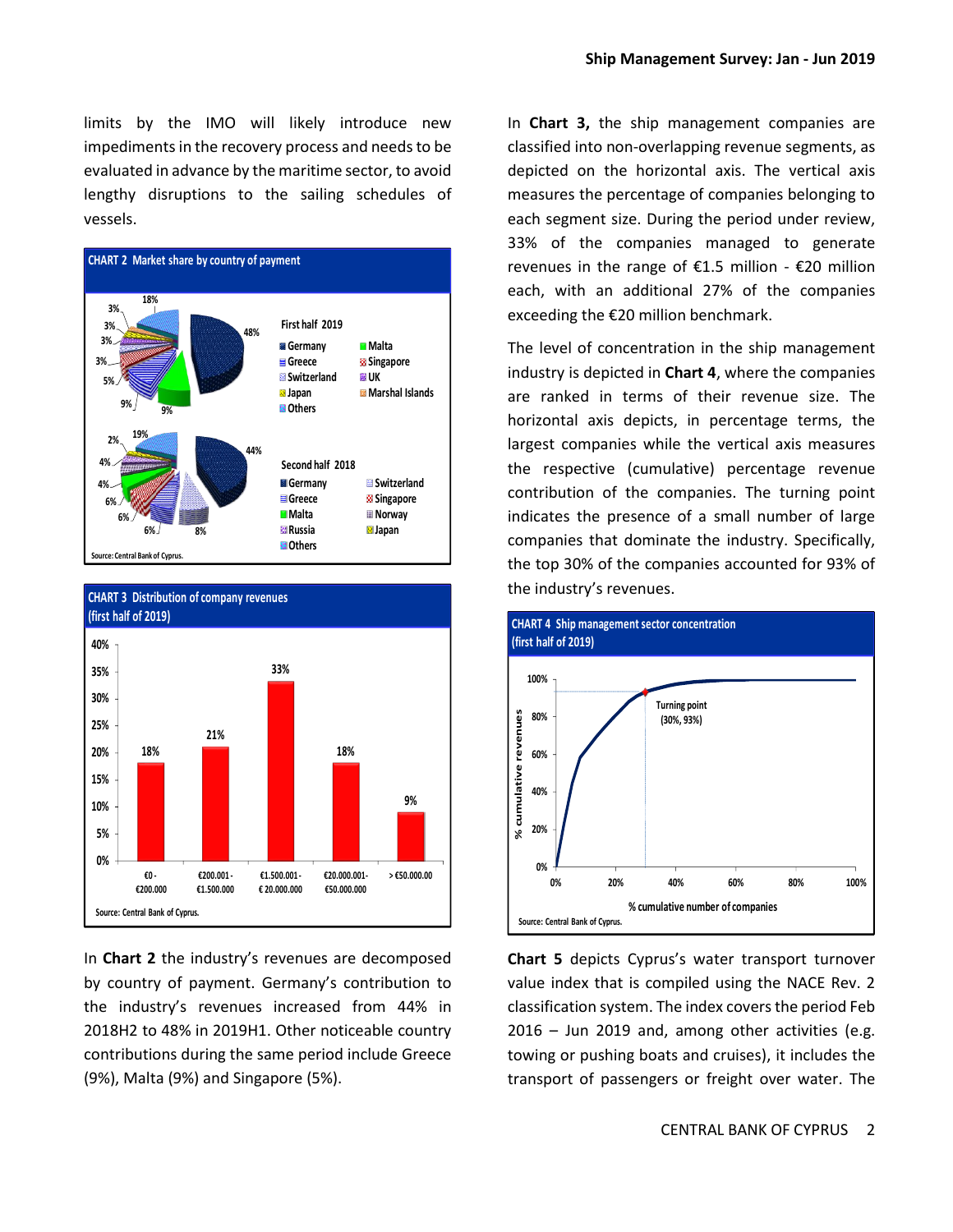limits by the IMO will likely introduce new impediments in the recovery process and needs to be evaluated in advance by the maritime sector, to avoid lengthy disruptions to the sailing schedules of vessels.

**CHART 2 Market share by country of payment**

First half 2019: Germany 48%, Greece 9%, Malta 9%, Singapore 5%, Switzerland 3%, UK 3%, Japan 3%, Marshal Islands 3%, Others 18%

Second half 2018: Germany 44%, Greece, Malta, Russia, Switzerland, Singapore, Norway, Japan, Others (19%, 2%, 4%, 4%, 6%, 6%, 6%, 8%)

Source: Central Bank of Cyprus.

**CHART 3 Distribution of company revenues (first half of 2019)**

| Revenue segment | Share of companies |
|---|---|
| €0 - €200.000 | 18% |
| €200.001 - €1.500.000 | 21% |
| €1.500.001 - € 20.000.000 | 33% |
| €20.000.001 - €50.000.000 | 18% |
| > €50.000.00 | 9% |

Source: Central Bank of Cyprus.

In **Chart 2** the industry's revenues are decomposed by country of payment. Germany's contribution to the industry's revenues increased from 44% in 2018H2 to 48% in 2019H1. Other noticeable country contributions during the same period include Greece (9%), Malta (9%) and Singapore (5%).

In **Chart 3,** the ship management companies are classified into non-overlapping revenue segments, as depicted on the horizontal axis. The vertical axis measures the percentage of companies belonging to each segment size. During the period under review, 33% of the companies managed to generate revenues in the range of €1.5 million - €20 million each, with an additional 27% of the companies exceeding the €20 million benchmark.

The level of concentration in the ship management industry is depicted in **Chart 4**, where the companies are ranked in terms of their revenue size. The horizontal axis depicts, in percentage terms, the largest companies while the vertical axis measures the respective (cumulative) percentage revenue contribution of the companies. The turning point indicates the presence of a small number of large companies that dominate the industry. Specifically, the top 30% of the companies accounted for 93% of the industry's revenues.

**CHART 4 Ship management sector concentration (first half of 2019)**

Turning point (30%, 93%)

% cumulative revenues vs. % cumulative number of companies

Source: Central Bank of Cyprus.

**Chart 5** depicts Cyprus's water transport turnover value index that is compiled using the NACE Rev. 2 classification system. The index covers the period Feb 2016 – Jun 2019 and, among other activities (e.g. towing or pushing boats and cruises), it includes the transport of passengers or freight over water. The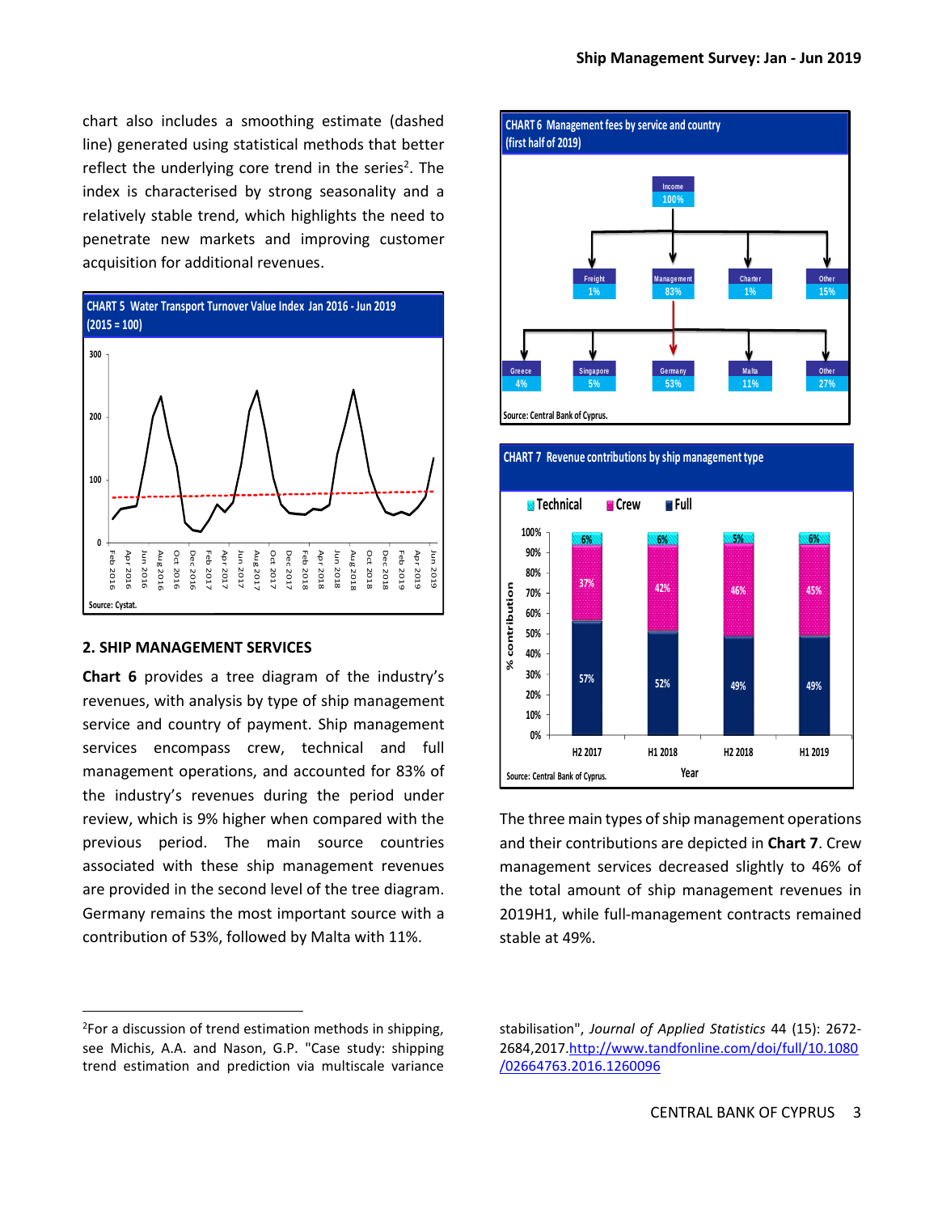chart also includes a smoothing estimate (dashed line) generated using statistical methods that better reflect the underlying core trend in the series[2]. The index is characterised by strong seasonality and a relatively stable trend, which highlights the need to penetrate new markets and improving customer acquisition for additional revenues.

**CHART 5 Water Transport Turnover Value Index Jan 2016 - Jun 2019 (2015 = 100)**

Source: Cystat.

## 2. SHIP MANAGEMENT SERVICES

**Chart 6** provides a tree diagram of the industry's revenues, with analysis by type of ship management service and country of payment. Ship management services encompass crew, technical and full management operations, and accounted for 83% of the industry's revenues during the period under review, which is 9% higher when compared with the previous period. The main source countries associated with these ship management revenues are provided in the second level of the tree diagram. Germany remains the most important source with a contribution of 53%, followed by Malta with 11%.

**CHART 6 Management fees by service and country (first half of 2019)**

- Income 100%
  - Freight 1%
  - Management 83%
    - Greece 4%
    - Singapore 5%
    - Germany 53%
    - Malta 11%
    - Other 27%
  - Charter 1%
  - Other 15%

Source: Central Bank of Cyprus.

**CHART 7 Revenue contributions by ship management type**

| Year | Full | Crew | Technical |
|---|---|---|---|
| H2 2017 | 57% | 37% | 6% |
| H1 2018 | 52% | 42% | 6% |
| H2 2018 | 49% | 46% | 5% |
| H1 2019 | 49% | 45% | 6% |

Source: Central Bank of Cyprus.

The three main types of ship management operations and their contributions are depicted in **Chart 7**. Crew management services decreased slightly to 46% of the total amount of ship management revenues in 2019H1, while full-management contracts remained stable at 49%.

---

[2] For a discussion of trend estimation methods in shipping, see Michis, A.A. and Nason, G.P. "Case study: shipping trend estimation and prediction via multiscale variance stabilisation", *Journal of Applied Statistics* 44 (15): 2672-2684,2017.http://www.tandfonline.com/doi/full/10.1080/02664763.2016.1260096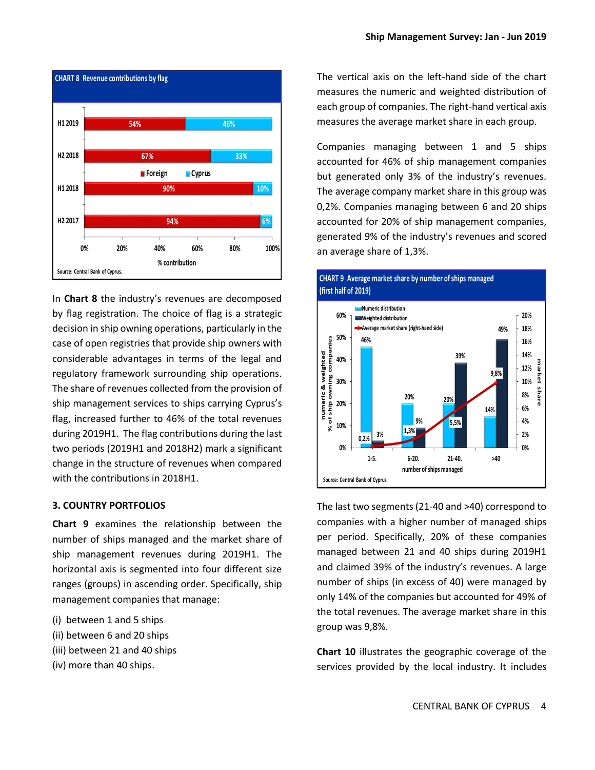**CHART 8 Revenue contributions by flag**

| | Foreign | Cyprus |
|---|---|---|
| H1 2019 | 54% | 46% |
| H2 2018 | 67% | 33% |
| H1 2018 | 90% | 10% |
| H2 2017 | 94% | 6% |

% contribution

Source: Central Bank of Cyprus.

In **Chart 8** the industry's revenues are decomposed by flag registration. The choice of flag is a strategic decision in ship owning operations, particularly in the case of open registries that provide ship owners with considerable advantages in terms of the legal and regulatory framework surrounding ship operations. The share of revenues collected from the provision of ship management services to ships carrying Cyprus's flag, increased further to 46% of the total revenues during 2019H1. The flag contributions during the last two periods (2019H1 and 2018H2) mark a significant change in the structure of revenues when compared with the contributions in 2018H1.

### 3. COUNTRY PORTFOLIOS

**Chart 9** examines the relationship between the number of ships managed and the market share of ship management revenues during 2019H1. The horizontal axis is segmented into four different size ranges (groups) in ascending order. Specifically, ship management companies that manage:

(i) between 1 and 5 ships
(ii) between 6 and 20 ships
(iii) between 21 and 40 ships
(iv) more than 40 ships.

The vertical axis on the left-hand side of the chart measures the numeric and weighted distribution of each group of companies. The right-hand vertical axis measures the average market share in each group.

Companies managing between 1 and 5 ships accounted for 46% of ship management companies but generated only 3% of the industry's revenues. The average company market share in this group was 0,2%. Companies managing between 6 and 20 ships accounted for 20% of ship management companies, generated 9% of the industry's revenues and scored an average share of 1,3%.

**CHART 9 Average market share by number of ships managed (first half of 2019)**

| number of ships managed | Numeric distribution | Weighted distribution | Average market share (right-hand side) |
|---|---|---|---|
| 1-5. | 46% | 3% | 0,2% |
| 6-20. | 20% | 9% | 1,3% |
| 21-40. | 20% | 39% | 5,5% |
| >40 | 14% | 49% | 9,8% |

Left axis: numeric & weighted % of ship owning companies; right axis: market share

Source: Central Bank of Cyprus.

The last two segments (21-40 and >40) correspond to companies with a higher number of managed ships per period. Specifically, 20% of these companies managed between 21 and 40 ships during 2019H1 and claimed 39% of the industry's revenues. A large number of ships (in excess of 40) were managed by only 14% of the companies but accounted for 49% of the total revenues. The average market share in this group was 9,8%.

**Chart 10** illustrates the geographic coverage of the services provided by the local industry. It includes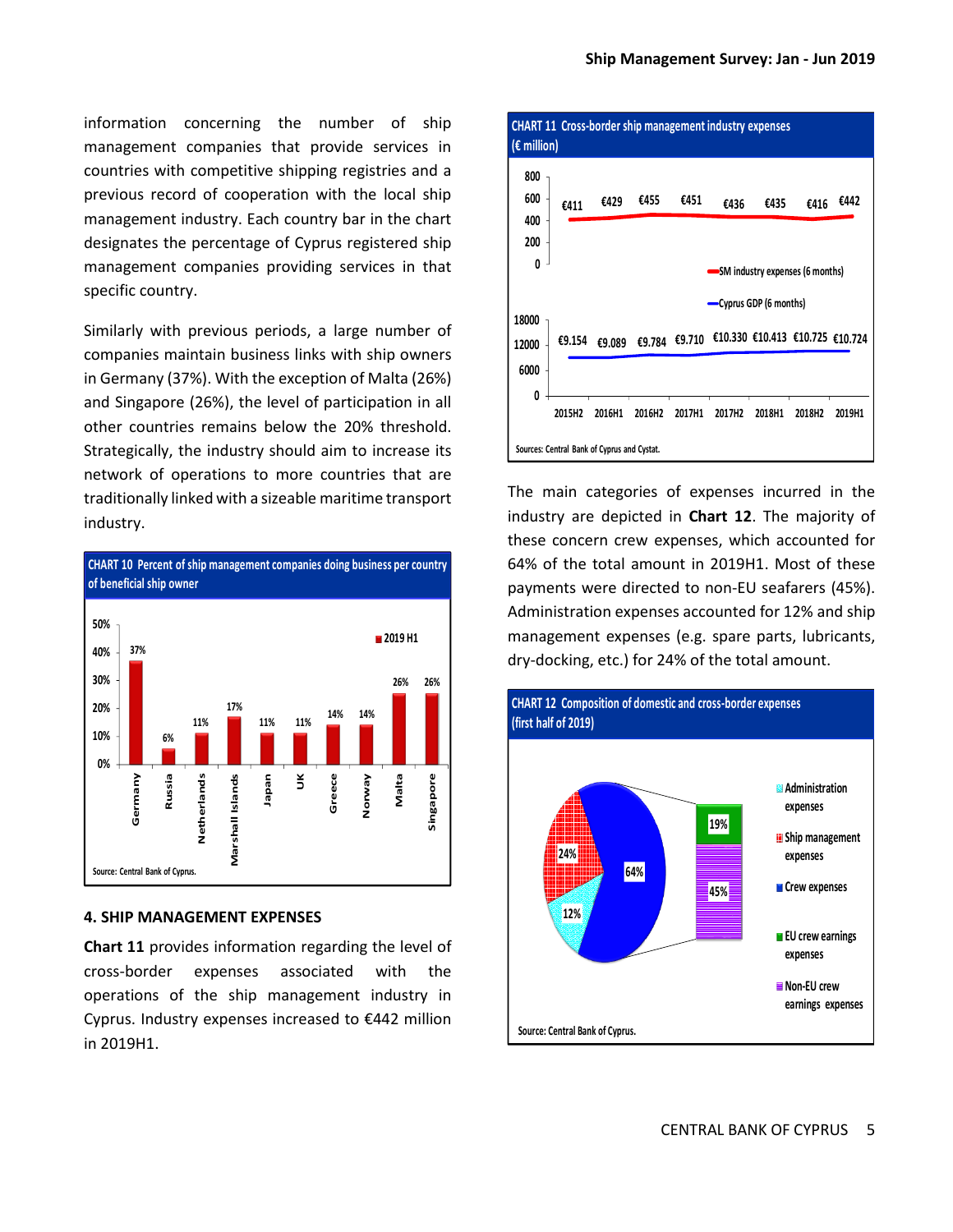information concerning the number of ship management companies that provide services in countries with competitive shipping registries and a previous record of cooperation with the local ship management industry. Each country bar in the chart designates the percentage of Cyprus registered ship management companies providing services in that specific country.

Similarly with previous periods, a large number of companies maintain business links with ship owners in Germany (37%). With the exception of Malta (26%) and Singapore (26%), the level of participation in all other countries remains below the 20% threshold. Strategically, the industry should aim to increase its network of operations to more countries that are traditionally linked with a sizeable maritime transport industry.

**CHART 10 Percent of ship management companies doing business per country of beneficial ship owner**

| Country | 2019 H1 |
|---|---|
| Germany | 37% |
| Russia | 6% |
| Netherlands | 11% |
| Marshall Islands | 17% |
| Japan | 11% |
| UK | 11% |
| Greece | 14% |
| Norway | 14% |
| Malta | 26% |
| Singapore | 26% |

Source: Central Bank of Cyprus.

## 4. SHIP MANAGEMENT EXPENSES

**Chart 11** provides information regarding the level of cross-border expenses associated with the operations of the ship management industry in Cyprus. Industry expenses increased to €442 million in 2019H1.

**CHART 11 Cross-border ship management industry expenses (€ million)**

| | 2015H2 | 2016H1 | 2016H2 | 2017H1 | 2017H2 | 2018H1 | 2018H2 | 2019H1 |
|---|---|---|---|---|---|---|---|---|
| SM industry expenses (6 months) | €411 | €429 | €455 | €451 | €436 | €435 | €416 | €442 |
| Cyprus GDP (6 months) | €9.154 | €9.089 | €9.784 | €9.710 | €10.330 | €10.413 | €10.725 | €10.724 |

Sources: Central Bank of Cyprus and Cystat.

The main categories of expenses incurred in the industry are depicted in **Chart 12**. The majority of these concern crew expenses, which accounted for 64% of the total amount in 2019H1. Most of these payments were directed to non-EU seafarers (45%). Administration expenses accounted for 12% and ship management expenses (e.g. spare parts, lubricants, dry-docking, etc.) for 24% of the total amount.

**CHART 12 Composition of domestic and cross-border expenses (first half of 2019)**

| Category | Share |
|---|---|
| Administration expenses | 12% |
| Ship management expenses | 24% |
| Crew expenses | 64% |
| EU crew earnings expenses | 19% |
| Non-EU crew earnings expenses | 45% |

Source: Central Bank of Cyprus.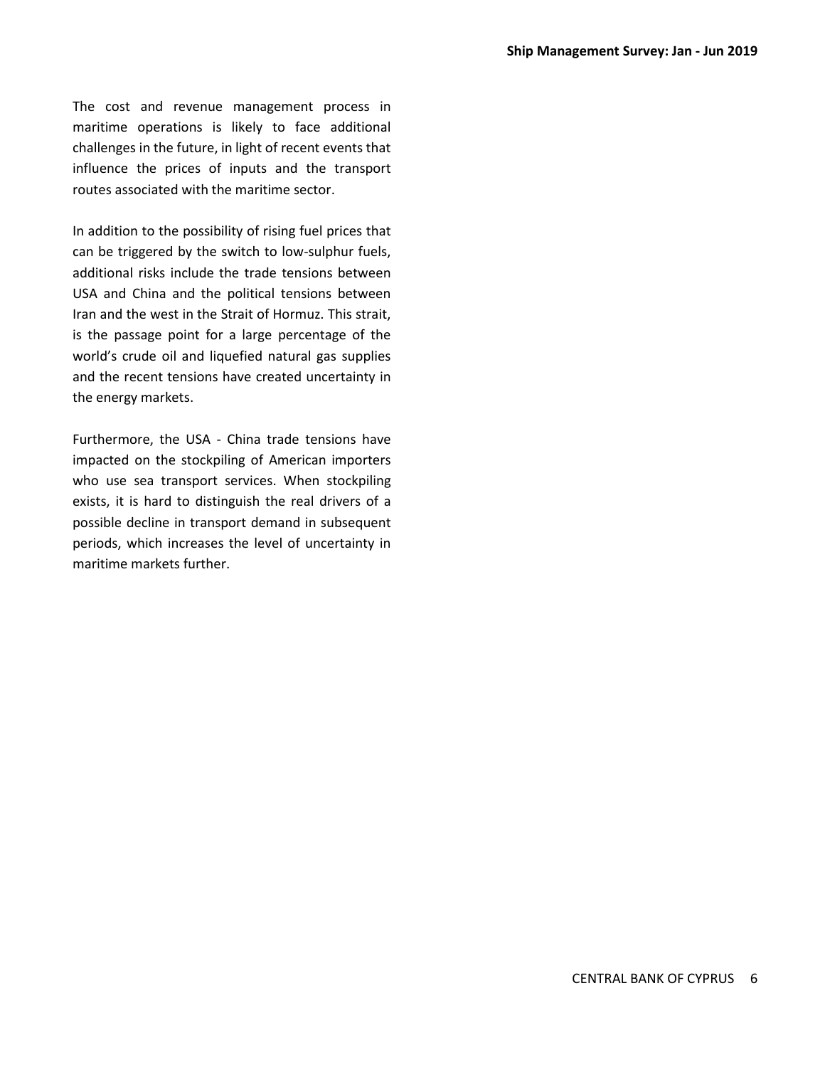The cost and revenue management process in maritime operations is likely to face additional challenges in the future, in light of recent events that influence the prices of inputs and the transport routes associated with the maritime sector.

In addition to the possibility of rising fuel prices that can be triggered by the switch to low-sulphur fuels, additional risks include the trade tensions between USA and China and the political tensions between Iran and the west in the Strait of Hormuz. This strait, is the passage point for a large percentage of the world's crude oil and liquefied natural gas supplies and the recent tensions have created uncertainty in the energy markets.

Furthermore, the USA - China trade tensions have impacted on the stockpiling of American importers who use sea transport services. When stockpiling exists, it is hard to distinguish the real drivers of a possible decline in transport demand in subsequent periods, which increases the level of uncertainty in maritime markets further.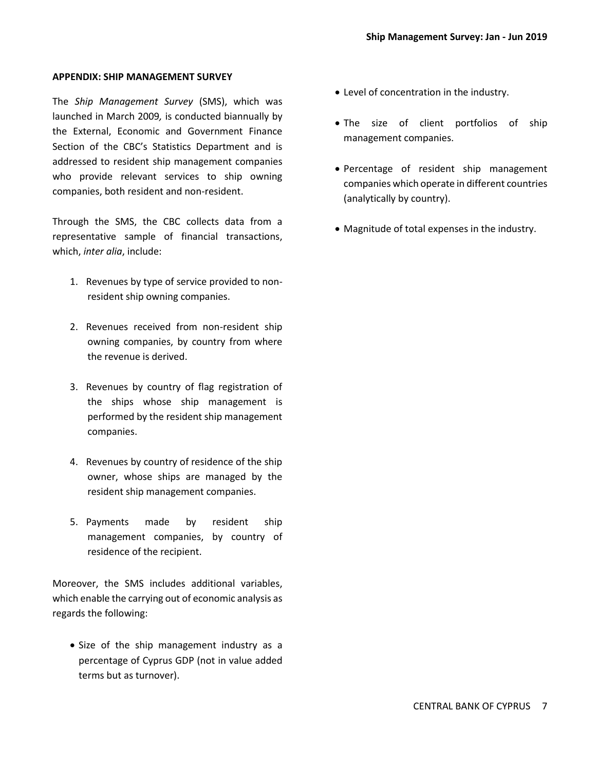## APPENDIX: SHIP MANAGEMENT SURVEY

The *Ship Management Survey* (SMS), which was launched in March 2009*,* is conducted biannually by the External, Economic and Government Finance Section of the CBC's Statistics Department and is addressed to resident ship management companies who provide relevant services to ship owning companies, both resident and non-resident.

Through the SMS, the CBC collects data from a representative sample of financial transactions, which, *inter alia*, include:

1. Revenues by type of service provided to non-resident ship owning companies.
2. Revenues received from non-resident ship owning companies, by country from where the revenue is derived.
3. Revenues by country of flag registration of the ships whose ship management is performed by the resident ship management companies.
4. Revenues by country of residence of the ship owner, whose ships are managed by the resident ship management companies.
5. Payments made by resident ship management companies, by country of residence of the recipient.

Moreover, the SMS includes additional variables, which enable the carrying out of economic analysis as regards the following:

- Size of the ship management industry as a percentage of Cyprus GDP (not in value added terms but as turnover).
- Level of concentration in the industry.
- The size of client portfolios of ship management companies.
- Percentage of resident ship management companies which operate in different countries (analytically by country).
- Magnitude of total expenses in the industry.